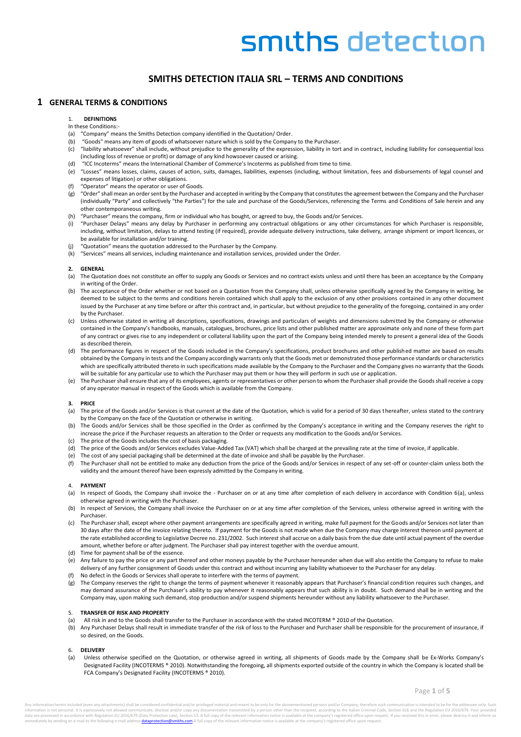# SMITHS DETECTION ITALIA SRL – TERMS AND CONDITIONS

## 1 GENERAL TERMS & CONDITIONS

### 1. DEFINITIONS

In these Conditions:-

(a) "Company" means the Smiths Detection company identified in the Quotation/ Order.

(b) "Goods" means any item of goods of whatsoever nature which is sold by the Company to the Purchaser.

(c) "liability whatsoever" shall include, without prejudice to the generality of the expression, liability in tort and in contract, including liability for consequential loss (including loss of revenue or profit) or damage of any kind howsoever caused or arising.

(d) "ICC Incoterms" means the International Chamber of Commerce's Incoterms as published from time to time.

(e) "Losses" means losses, claims, causes of action, suits, damages, liabilities, expenses (including, without limitation, fees and disbursements of legal counsel and expenses of litigation) or other obligations.

(f) "Operator" means the operator or user of Goods.

(g) "Order" shall mean an order sent by the Purchaser and accepted in writing by the Company that constitutes the agreement between the Company and the Purchaser (individually "Party" and collectively "the Parties") for the sale and purchase of the Goods/Services, referencing the Terms and Conditions of Sale herein and any other contemporaneous writing.

(h) "Purchaser" means the company, firm or individual who has bought, or agreed to buy, the Goods and/or Services.

(i) "Purchaser Delays" means any delay by Purchaser in performing any contractual obligations or any other circumstances for which Purchaser is responsible, including, without limitation, delays to attend testing (if required), provide adequate delivery instructions, take delivery, arrange shipment or import licences, or be available for installation and/or training.

(j) "Quotation" means the quotation addressed to the Purchaser by the Company.

(k) "Services" means all services, including maintenance and installation services, provided under the Order.

### 2. GENERAL

(a) The Quotation does not constitute an offer to supply any Goods or Services and no contract exists unless and until there has been an acceptance by the Company in writing of the Order.

(b) The acceptance of the Order whether or not based on a Quotation from the Company shall, unless otherwise specifically agreed by the Company in writing, be deemed to be subject to the terms and conditions herein contained which shall apply to the exclusion of any other provisions contained in any other document issued by the Purchaser at any time before or after this contract and, in particular, but without prejudice to the generality of the foregoing, contained in any order by the Purchaser.

(c) Unless otherwise stated in writing all descriptions, specifications, drawings and particulars of weights and dimensions submitted by the Company or otherwise contained in the Company's handbooks, manuals, catalogues, brochures, price lists and other published matter are approximate only and none of these form part of any contract or gives rise to any independent or collateral liability upon the part of the Company being intended merely to present a general idea of the Goods as described therein.

(d) The performance figures in respect of the Goods included in the Company's specifications, product brochures and other published matter are based on results obtained by the Company in tests and the Company accordingly warrants only that the Goods met or demonstrated those performance standards or characteristics which are specifically attributed thereto in such specifications made available by the Company to the Purchaser and the Company gives no warranty that the Goods will be suitable for any particular use to which the Purchaser may put them or how they will perform in such use or application.

(e) The Purchaser shall ensure that any of its employees, agents or representatives or other person to whom the Purchaser shall provide the Goods shall receive a copy of any operator manual in respect of the Goods which is available from the Company.

### 3. PRICE

(a) The price of the Goods and/or Services is that current at the date of the Quotation, which is valid for a period of 30 days thereafter, unless stated to the contrary by the Company on the face of the Quotation or otherwise in writing.

(b) The Goods and/or Services shall be those specified in the Order as confirmed by the Company's acceptance in writing and the Company reserves the right to increase the price if the Purchaser requests an alteration to the Order or requests any modification to the Goods and/or Services.

(c) The price of the Goods includes the cost of basis packaging.

(d) The price of the Goods and/or Services excludes Value-Added Tax (VAT) which shall be charged at the prevailing rate at the time of invoice, if applicable.

(e) The cost of any special packaging shall be determined at the date of invoice and shall be payable by the Purchaser.

(f) The Purchaser shall not be entitled to make any deduction from the price of the Goods and/or Services in respect of any set-off or counter-claim unless both the validity and the amount thereof have been expressly admitted by the Company in writing.

### 4. PAYMENT

(a) In respect of Goods, the Company shall invoice the - Purchaser on or at any time after completion of each delivery in accordance with Condition 6(a), unless otherwise agreed in writing with the Purchaser.

(b) In respect of Services, the Company shall invoice the Purchaser on or at any time after completion of the Services, unless otherwise agreed in writing with the Purchaser.

(c) The Purchaser shall, except where other payment arrangements are specifically agreed in writing, make full payment for the Goods and/or Services not later than 30 days after the date of the invoice relating thereto. If payment for the Goods is not made when due the Company may charge interest thereon until payment at the rate established according to Legislative Decree no. 231/2002. Such interest shall accrue on a daily basis from the due date until actual payment of the overdue amount, whether before or after judgment. The Purchaser shall pay interest together with the overdue amount.

(d) Time for payment shall be of the essence.

(e) Any failure to pay the price or any part thereof and other moneys payable by the Purchaser hereunder when due will also entitle the Company to refuse to make delivery of any further consignment of Goods under this contract and without incurring any liability whatsoever to the Purchaser for any delay.

(f) No defect in the Goods or Services shall operate to interfere with the terms of payment.

(g) The Company reserves the right to change the terms of payment whenever it reasonably appears that Purchaser's financial condition requires such changes, and may demand assurance of the Purchaser's ability to pay whenever it reasonably appears that such ability is in doubt. Such demand shall be in writing and the Company may, upon making such demand, stop production and/or suspend shipments hereunder without any liability whatsoever to the Purchaser.

### 5. TRANSFER OF RISK AND PROPERTY

(a) All risk in and to the Goods shall transfer to the Purchaser in accordance with the stated INCOTERM ® 2010 of the Quotation.

(b) Any Purchaser Delays shall result in immediate transfer of the risk of loss to the Purchaser and Purchaser shall be responsible for the procurement of insurance, if so desired, on the Goods.

### 6. DELIVERY

(a) Unless otherwise specified on the Quotation, or otherwise agreed in writing, all shipments of Goods made by the Company shall be Ex-Works Company's Designated Facility (INCOTERMS ® 2010). Notwithstanding the foregoing, all shipments exported outside of the country in which the Company is located shall be FCA Company's Designated Facility (INCOTERMS ® 2010).

Any information herein included (even any attachments) shall be considered confidential and/or privileged material and meant to be only for the abovementioned persons and/or Company, therefore such communication is intended to be for the addressee only. Such information is not personal. It is expressively not allowed communicate, disclose and/or copy any documentation transmitted by a person other than the recipient, according to the Italian Criminal Code, Section 616 and the Regulation EU 2016/679. Your provided data are processed in accordance with Regulation EU 2016/679 (Data Protection Law), Section 13. A full copy of the relevant information notice is available at the company's registered office upon request. If you received this in error, please destroy it and inform us immediately by sending an e-mail to the following e-mail address dataprotection@smiths.com A full copy of the relevant information notice is available at the company's registered office upon request.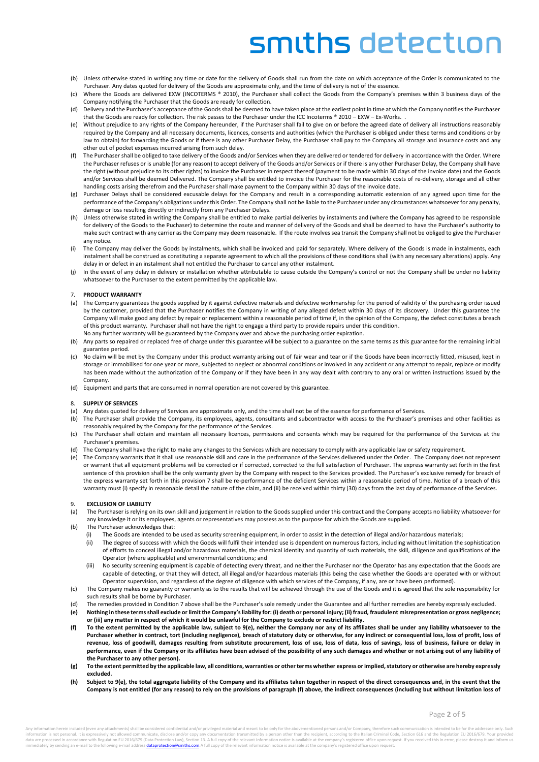(b) Unless otherwise stated in writing any time or date for the delivery of Goods shall run from the date on which acceptance of the Order is communicated to the Purchaser. Any dates quoted for delivery of the Goods are approximate only, and the time of delivery is not of the essence.

(c) Where the Goods are delivered EXW (INCOTERMS ® 2010), the Purchaser shall collect the Goods from the Company's premises within 3 business days of the Company notifying the Purchaser that the Goods are ready for collection.

(d) Delivery and the Purchaser's acceptance of the Goods shall be deemed to have taken place at the earliest point in time at which the Company notifies the Purchaser that the Goods are ready for collection. The risk passes to the Purchaser under the ICC Incoterms ® 2010 – EXW – Ex-Works. .

(e) Without prejudice to any rights of the Company hereunder, if the Purchaser shall fail to give on or before the agreed date of delivery all instructions reasonably required by the Company and all necessary documents, licences, consents and authorities (which the Purchaser is obliged under these terms and conditions or by law to obtain) for forwarding the Goods or if there is any other Purchaser Delay, the Purchaser shall pay to the Company all storage and insurance costs and any other out of pocket expenses incurred arising from such delay.

(f) The Purchaser shall be obliged to take delivery of the Goods and/or Services when they are delivered or tendered for delivery in accordance with the Order. Where the Purchaser refuses or is unable (for any reason) to accept delivery of the Goods and/or Services or if there is any other Purchaser Delay, the Company shall have the right (without prejudice to its other rights) to invoice the Purchaser in respect thereof (payment to be made within 30 days of the invoice date) and the Goods and/or Services shall be deemed Delivered. The Company shall be entitled to invoice the Purchaser for the reasonable costs of re-delivery, storage and all other handling costs arising therefrom and the Purchaser shall make payment to the Company within 30 days of the invoice date.

(g) Purchaser Delays shall be considered excusable delays for the Company and result in a corresponding automatic extension of any agreed upon time for the performance of the Company's obligations under this Order. The Company shall not be liable to the Purchaser under any circumstances whatsoever for any penalty, damage or loss resulting directly or indirectly from any Purchaser Delays.

(h) Unless otherwise stated in writing the Company shall be entitled to make partial deliveries by instalments and (where the Company has agreed to be responsible for delivery of the Goods to the Puchaser) to determine the route and manner of delivery of the Goods and shall be deemed to have the Purchaser's authority to make such contract with any carrier as the Company may deem reasonable. If the route involves sea transit the Company shall not be obliged to give the Purchaser any notice.

(i) The Company may deliver the Goods by instalments, which shall be invoiced and paid for separately. Where delivery of the Goods is made in instalments, each instalment shall be construed as constituting a separate agreement to which all the provisions of these conditions shall (with any necessary alterations) apply. Any delay in or defect in an instalment shall not entitled the Purchaser to cancel any other instalment.

(j) In the event of any delay in delivery or installation whether attributable to cause outside the Company's control or not the Company shall be under no liability whatsoever to the Purchaser to the extent permitted by the applicable law.

7. **PRODUCT WARRANTY**

(a) The Company guarantees the goods supplied by it against defective materials and defective workmanship for the period of validity of the purchasing order issued by the customer, provided that the Purchaser notifies the Company in writing of any alleged defect within 30 days of its discovery. Under this guarantee the Company will make good any defect by repair or replacement within a reasonable period of time if, in the opinion of the Company, the defect constitutes a breach of this product warranty. Purchaser shall not have the right to engage a third party to provide repairs under this condition.
No any further warranty will be guaranteed by the Company over and above the purchasing order expiration.

(b) Any parts so repaired or replaced free of charge under this guarantee will be subject to a guarantee on the same terms as this guarantee for the remaining initial guarantee period.

(c) No claim will be met by the Company under this product warranty arising out of fair wear and tear or if the Goods have been incorrectly fitted, misused, kept in storage or immobilised for one year or more, subjected to neglect or abnormal conditions or involved in any accident or any attempt to repair, replace or modify has been made without the authorization of the Company or if they have been in any way dealt with contrary to any oral or written instructions issued by the Company.

(d) Equipment and parts that are consumed in normal operation are not covered by this guarantee.

8. **SUPPLY OF SERVICES**

(a) Any dates quoted for delivery of Services are approximate only, and the time shall not be of the essence for performance of Services.

(b) The Purchaser shall provide the Company, its employees, agents, consultants and subcontractor with access to the Purchaser's premises and other facilities as reasonably required by the Company for the performance of the Services.

(c) The Purchaser shall obtain and maintain all necessary licences, permissions and consents which may be required for the performance of the Services at the Purchaser's premises.

(d) The Company shall have the right to make any changes to the Services which are necessary to comply with any applicable law or safety requirement.

(e) The Company warrants that it shall use reasonable skill and care in the performance of the Services delivered under the Order. The Company does not represent or warrant that all equipment problems will be corrected or if corrected, corrected to the full satisfaction of Purchaser. The express warranty set forth in the first sentence of this provision shall be the only warranty given by the Company with respect to the Services provided. The Purchaser's exclusive remedy for breach of the express warranty set forth in this provision 7 shall be re-performance of the deficient Services within a reasonable period of time. Notice of a breach of this warranty must (i) specify in reasonable detail the nature of the claim, and (ii) be received within thirty (30) days from the last day of performance of the Services.

9. **EXCLUSION OF LIABILITY**

(a) The Purchaser is relying on its own skill and judgement in relation to the Goods supplied under this contract and the Company accepts no liability whatsoever for any knowledge it or its employees, agents or representatives may possess as to the purpose for which the Goods are supplied.

(b) The Purchaser acknowledges that:

   (i) The Goods are intended to be used as security screening equipment, in order to assist in the detection of illegal and/or hazardous materials;

   (ii) The degree of success with which the Goods will fulfil their intended use is dependent on numerous factors, including without limitation the sophistication of efforts to conceal illegal and/or hazardous materials, the chemical identity and quantity of such materials, the skill, diligence and qualifications of the Operator (where applicable) and environmental conditions; and

   (iii) No security screening equipment is capable of detecting every threat, and neither the Purchaser nor the Operator has any expectation that the Goods are capable of detecting, or that they will detect, all illegal and/or hazardous materials (this being the case whether the Goods are operated with or without Operator supervision, and regardless of the degree of diligence with which services of the Company, if any, are or have been performed).

(c) The Company makes no guaranty or warranty as to the results that will be achieved through the use of the Goods and it is agreed that the sole responsibility for such results shall be borne by Purchaser.

(d) The remedies provided in Condition 7 above shall be the Purchaser's sole remedy under the Guarantee and all further remedies are hereby expressly excluded.

**(e) Nothing in these terms shall exclude or limit the Company's liability for: (i) death or personal injury; (ii) fraud, fraudulent misrepresentation or gross negligence; or (iii) any matter in respect of which it would be unlawful for the Company to exclude or restrict liability.**

**(f) To the extent permitted by the applicable law, subject to 9(e), neither the Company nor any of its affiliates shall be under any liability whatsoever to the Purchaser whether in contract, tort (including negligence), breach of statutory duty or otherwise, for any indirect or consequential loss, loss of profit, loss of revenue, loss of goodwill, damages resulting from substitute procurement, loss of use, loss of data, loss of savings, loss of business, failure or delay in performance, even if the Company or its affiliates have been advised of the possibility of any such damages and whether or not arising out of any liability of the Purchaser to any other person).**

**(g) To the extent permitted by the applicable law, all conditions, warranties or other terms whether express or implied, statutory or otherwise are hereby expressly excluded.**

**(h) Subject to 9(e), the total aggregate liability of the Company and its affiliates taken together in respect of the direct consequences and, in the event that the Company is not entitled (for any reason) to rely on the provisions of paragraph (f) above, the indirect consequences (including but without limitation loss of**

Any information herein included (even any attachments) shall be considered confidential and/or privileged material and meant to be only for the abovementioned persons and/or Company, therefore such communication is intended to be for the addressee only. Such information is not personal. It is expressively not allowed communicate, disclose and/or copy any documentation transmitted by a person other than the recipient, according to the Italian Criminal Code, Section 616 and the Regulation EU 2016/679. Your provided data are processed in accordance with Regulation EU 2016/679 (Data Protection Law), Section 13. A full copy of the relevant information notice is available at the company's registered office upon request. If you received this in error, please destroy it and inform us immediately by sending an e-mail to the following e-mail address dataprotection@smiths.com A full copy of the relevant information notice is available at the company's registered office upon request.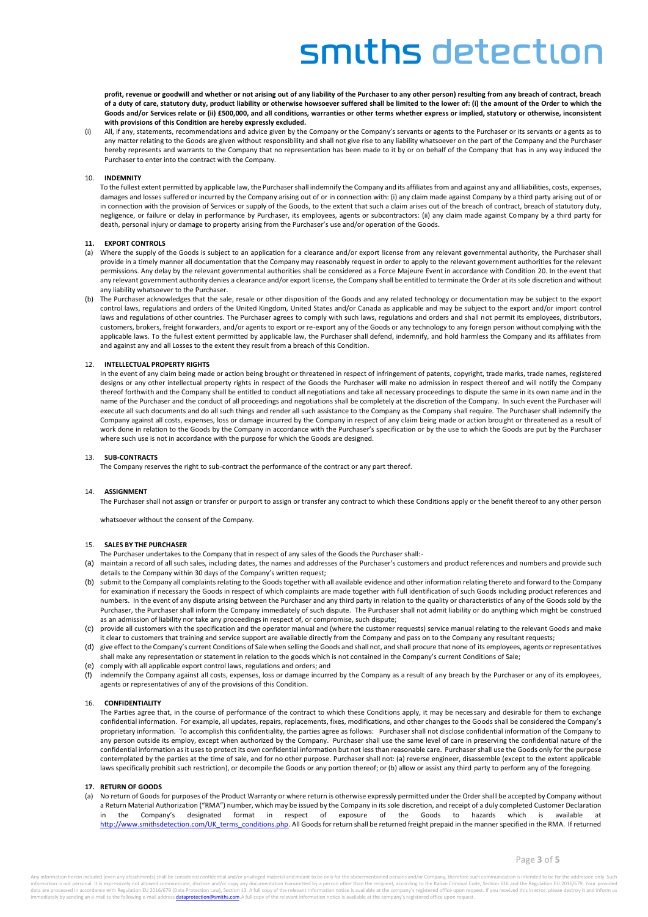**profit, revenue or goodwill and whether or not arising out of any liability of the Purchaser to any other person) resulting from any breach of contract, breach of a duty of care, statutory duty, product liability or otherwise howsoever suffered shall be limited to the lower of: (i) the amount of the Order to which the Goods and/or Services relate or (ii) £500,000, and all conditions, warranties or other terms whether express or implied, statutory or otherwise, inconsistent with provisions of this Condition are hereby expressly excluded.**

(i) All, if any, statements, recommendations and advice given by the Company or the Company's servants or agents to the Purchaser or its servants or agents as to any matter relating to the Goods are given without responsibility and shall not give rise to any liability whatsoever on the part of the Company and the Purchaser hereby represents and warrants to the Company that no representation has been made to it by or on behalf of the Company that has in any way induced the Purchaser to enter into the contract with the Company.

10. **INDEMNITY**

To the fullest extent permitted by applicable law, the Purchaser shall indemnify the Company and its affiliates from and against any and all liabilities, costs, expenses, damages and losses suffered or incurred by the Company arising out of or in connection with: (i) any claim made against Company by a third party arising out of or in connection with the provision of Services or supply of the Goods, to the extent that such a claim arises out of the breach of contract, breach of statutory duty, negligence, or failure or delay in performance by Purchaser, its employees, agents or subcontractors: (ii) any claim made against Company by a third party for death, personal injury or damage to property arising from the Purchaser's use and/or operation of the Goods.

**11. EXPORT CONTROLS**

(a) Where the supply of the Goods is subject to an application for a clearance and/or export license from any relevant governmental authority, the Purchaser shall provide in a timely manner all documentation that the Company may reasonably request in order to apply to the relevant government authorities for the relevant permissions. Any delay by the relevant governmental authorities shall be considered as a Force Majeure Event in accordance with Condition 20. In the event that any relevant government authority denies a clearance and/or export license, the Company shall be entitled to terminate the Order at its sole discretion and without any liability whatsoever to the Purchaser.

(b) The Purchaser acknowledges that the sale, resale or other disposition of the Goods and any related technology or documentation may be subject to the export control laws, regulations and orders of the United Kingdom, United States and/or Canada as applicable and may be subject to the export and/or import control laws and regulations of other countries. The Purchaser agrees to comply with such laws, regulations and orders and shall not permit its employees, distributors, customers, brokers, freight forwarders, and/or agents to export or re-export any of the Goods or any technology to any foreign person without complying with the applicable laws. To the fullest extent permitted by applicable law, the Purchaser shall defend, indemnify, and hold harmless the Company and its affiliates from and against any and all Losses to the extent they result from a breach of this Condition.

12. **INTELLECTUAL PROPERTY RIGHTS**

In the event of any claim being made or action being brought or threatened in respect of infringement of patents, copyright, trade marks, trade names, registered designs or any other intellectual property rights in respect of the Goods the Purchaser will make no admission in respect thereof and will notify the Company thereof forthwith and the Company shall be entitled to conduct all negotiations and take all necessary proceedings to dispute the same in its own name and in the name of the Purchaser and the conduct of all proceedings and negotiations shall be completely at the discretion of the Company. In such event the Purchaser will execute all such documents and do all such things and render all such assistance to the Company as the Company shall require. The Purchaser shall indemnify the Company against all costs, expenses, loss or damage incurred by the Company in respect of any claim being made or action brought or threatened as a result of work done in relation to the Goods by the Company in accordance with the Purchaser's specification or by the use to which the Goods are put by the Purchaser where such use is not in accordance with the purpose for which the Goods are designed.

13. **SUB-CONTRACTS**

The Company reserves the right to sub-contract the performance of the contract or any part thereof.

14. **ASSIGNMENT**

The Purchaser shall not assign or transfer or purport to assign or transfer any contract to which these Conditions apply or the benefit thereof to any other person

whatsoever without the consent of the Company.

15. **SALES BY THE PURCHASER**

The Purchaser undertakes to the Company that in respect of any sales of the Goods the Purchaser shall:-

(a) maintain a record of all such sales, including dates, the names and addresses of the Purchaser's customers and product references and numbers and provide such details to the Company within 30 days of the Company's written request;

(b) submit to the Company all complaints relating to the Goods together with all available evidence and other information relating thereto and forward to the Company for examination if necessary the Goods in respect of which complaints are made together with full identification of such Goods including product references and numbers. In the event of any dispute arising between the Purchaser and any third party in relation to the quality or characteristics of any of the Goods sold by the Purchaser, the Purchaser shall inform the Company immediately of such dispute. The Purchaser shall not admit liability or do anything which might be construed as an admission of liability nor take any proceedings in respect of, or compromise, such dispute;

(c) provide all customers with the specification and the operator manual and (where the customer requests) service manual relating to the relevant Goods and make it clear to customers that training and service support are available directly from the Company and pass on to the Company any resultant requests;

(d) give effect to the Company's current Conditions of Sale when selling the Goods and shall not, and shall procure that none of its employees, agents or representatives shall make any representation or statement in relation to the goods which is not contained in the Company's current Conditions of Sale;

(e) comply with all applicable export control laws, regulations and orders; and

(f) indemnify the Company against all costs, expenses, loss or damage incurred by the Company as a result of any breach by the Purchaser or any of its employees, agents or representatives of any of the provisions of this Condition.

16. **CONFIDENTIALITY**

The Parties agree that, in the course of performance of the contract to which these Conditions apply, it may be necessary and desirable for them to exchange confidential information. For example, all updates, repairs, replacements, fixes, modifications, and other changes to the Goods shall be considered the Company's proprietary information. To accomplish this confidentiality, the parties agree as follows: Purchaser shall not disclose confidential information of the Company to any person outside its employ, except when authorized by the Company. Purchaser shall use the same level of care in preserving the confidential nature of the confidential information as it uses to protect its own confidential information but not less than reasonable care. Purchaser shall use the Goods only for the purpose contemplated by the parties at the time of sale, and for no other purpose. Purchaser shall not: (a) reverse engineer, disassemble (except to the extent applicable laws specifically prohibit such restriction), or decompile the Goods or any portion thereof; or (b) allow or assist any third party to perform any of the foregoing.

**17. RETURN OF GOODS**

(a) No return of Goods for purposes of the Product Warranty or where return is otherwise expressly permitted under the Order shall be accepted by Company without a Return Material Authorization ("RMA") number, which may be issued by the Company in its sole discretion, and receipt of a duly completed Customer Declaration in the Company's designated format in respect of exposure of the Goods to hazards which is available at http://www.smithsdetection.com/UK_terms_conditions.php. All Goods for return shall be returned freight prepaid in the manner specified in the RMA. If returned

Any information herein included (even any attachments) shall be considered confidential and/or privileged material and meant to be only for the abovementioned persons and/or Company, therefore such communication is intended to be for the addressee only. Such information is not personal. It is expressively not allowed communicate, disclose and/or copy any documentation transmitted by a person other than the recipient, according to the Italian Criminal Code, Section 616 and the Regulation EU 2016/679. Your provided data are processed in accordance with Regulation EU 2016/679 (Data Protection Law), Section 13. A full copy of the relevant information notice is available at the company's registered office upon request. If you received this in error, please destroy it and inform us immediately by sending an e-mail to the following e-mail address dataprotection@smiths.com A full copy of the relevant information notice is available at the company's registered office upon request.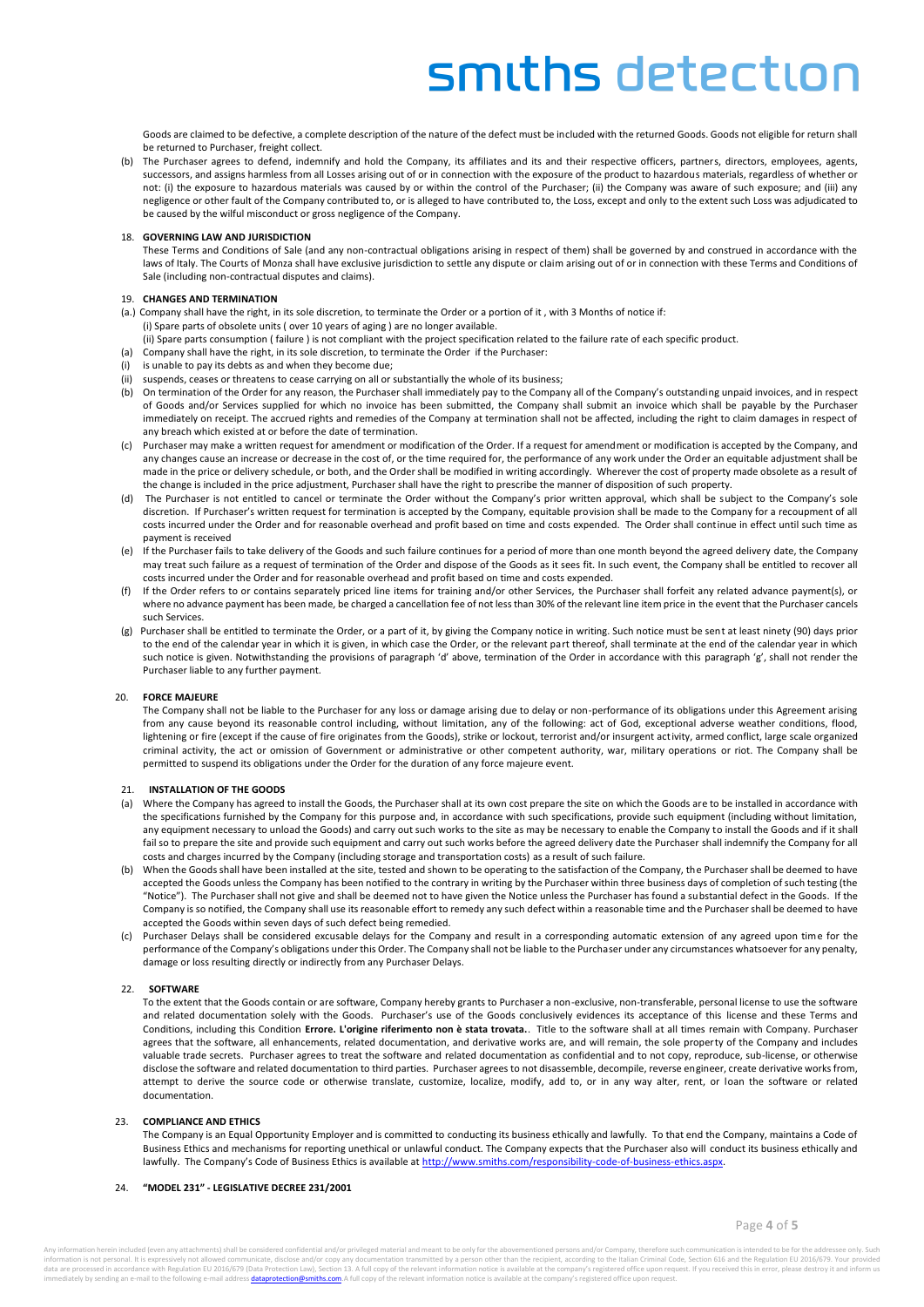Goods are claimed to be defective, a complete description of the nature of the defect must be included with the returned Goods. Goods not eligible for return shall be returned to Purchaser, freight collect.

(b) The Purchaser agrees to defend, indemnify and hold the Company, its affiliates and its and their respective officers, partners, directors, employees, agents, successors, and assigns harmless from all Losses arising out of or in connection with the exposure of the product to hazardous materials, regardless of whether or not: (i) the exposure to hazardous materials was caused by or within the control of the Purchaser; (ii) the Company was aware of such exposure; and (iii) any negligence or other fault of the Company contributed to, or is alleged to have contributed to, the Loss, except and only to the extent such Loss was adjudicated to be caused by the wilful misconduct or gross negligence of the Company.

18. **GOVERNING LAW AND JURISDICTION**

These Terms and Conditions of Sale (and any non-contractual obligations arising in respect of them) shall be governed by and construed in accordance with the laws of Italy. The Courts of Monza shall have exclusive jurisdiction to settle any dispute or claim arising out of or in connection with these Terms and Conditions of Sale (including non-contractual disputes and claims).

19. **CHANGES AND TERMINATION**

(a.) Company shall have the right, in its sole discretion, to terminate the Order or a portion of it , with 3 Months of notice if:
(i) Spare parts of obsolete units ( over 10 years of aging ) are no longer available.
(ii) Spare parts consumption ( failure ) is not compliant with the project specification related to the failure rate of each specific product.

(a) Company shall have the right, in its sole discretion, to terminate the Order if the Purchaser:
(i) is unable to pay its debts as and when they become due;
(ii) suspends, ceases or threatens to cease carrying on all or substantially the whole of its business;

(b) On termination of the Order for any reason, the Purchaser shall immediately pay to the Company all of the Company's outstanding unpaid invoices, and in respect of Goods and/or Services supplied for which no invoice has been submitted, the Company shall submit an invoice which shall be payable by the Purchaser immediately on receipt. The accrued rights and remedies of the Company at termination shall not be affected, including the right to claim damages in respect of any breach which existed at or before the date of termination.

(c) Purchaser may make a written request for amendment or modification of the Order. If a request for amendment or modification is accepted by the Company, and any changes cause an increase or decrease in the cost of, or the time required for, the performance of any work under the Order an equitable adjustment shall be made in the price or delivery schedule, or both, and the Order shall be modified in writing accordingly. Wherever the cost of property made obsolete as a result of the change is included in the price adjustment, Purchaser shall have the right to prescribe the manner of disposition of such property.

(d) The Purchaser is not entitled to cancel or terminate the Order without the Company's prior written approval, which shall be subject to the Company's sole discretion. If Purchaser's written request for termination is accepted by the Company, equitable provision shall be made to the Company for a recoupment of all costs incurred under the Order and for reasonable overhead and profit based on time and costs expended. The Order shall continue in effect until such time as payment is received

(e) If the Purchaser fails to take delivery of the Goods and such failure continues for a period of more than one month beyond the agreed delivery date, the Company may treat such failure as a request of termination of the Order and dispose of the Goods as it sees fit. In such event, the Company shall be entitled to recover all costs incurred under the Order and for reasonable overhead and profit based on time and costs expended.

(f) If the Order refers to or contains separately priced line items for training and/or other Services, the Purchaser shall forfeit any related advance payment(s), or where no advance payment has been made, be charged a cancellation fee of not less than 30% of the relevant line item price in the event that the Purchaser cancels such Services.

(g) Purchaser shall be entitled to terminate the Order, or a part of it, by giving the Company notice in writing. Such notice must be sent at least ninety (90) days prior to the end of the calendar year in which it is given, in which case the Order, or the relevant part thereof, shall terminate at the end of the calendar year in which such notice is given. Notwithstanding the provisions of paragraph 'd' above, termination of the Order in accordance with this paragraph 'g', shall not render the Purchaser liable to any further payment.

20. **FORCE MAJEURE**

The Company shall not be liable to the Purchaser for any loss or damage arising due to delay or non-performance of its obligations under this Agreement arising from any cause beyond its reasonable control including, without limitation, any of the following: act of God, exceptional adverse weather conditions, flood, lightening or fire (except if the cause of fire originates from the Goods), strike or lockout, terrorist and/or insurgent activity, armed conflict, large scale organized criminal activity, the act or omission of Government or administrative or other competent authority, war, military operations or riot. The Company shall be permitted to suspend its obligations under the Order for the duration of any force majeure event.

21. **INSTALLATION OF THE GOODS**

(a) Where the Company has agreed to install the Goods, the Purchaser shall at its own cost prepare the site on which the Goods are to be installed in accordance with the specifications furnished by the Company for this purpose and, in accordance with such specifications, provide such equipment (including without limitation, any equipment necessary to unload the Goods) and carry out such works to the site as may be necessary to enable the Company to install the Goods and if it shall fail so to prepare the site and provide such equipment and carry out such works before the agreed delivery date the Purchaser shall indemnify the Company for all costs and charges incurred by the Company (including storage and transportation costs) as a result of such failure.

(b) When the Goods shall have been installed at the site, tested and shown to be operating to the satisfaction of the Company, the Purchaser shall be deemed to have accepted the Goods unless the Company has been notified to the contrary in writing by the Purchaser within three business days of completion of such testing (the "Notice"). The Purchaser shall not give and shall be deemed not to have given the Notice unless the Purchaser has found a substantial defect in the Goods. If the Company is so notified, the Company shall use its reasonable effort to remedy any such defect within a reasonable time and the Purchaser shall be deemed to have accepted the Goods within seven days of such defect being remedied.

(c) Purchaser Delays shall be considered excusable delays for the Company and result in a corresponding automatic extension of any agreed upon time for the performance of the Company's obligations under this Order. The Company shall not be liable to the Purchaser under any circumstances whatsoever for any penalty, damage or loss resulting directly or indirectly from any Purchaser Delays.

22. **SOFTWARE**

To the extent that the Goods contain or are software, Company hereby grants to Purchaser a non-exclusive, non-transferable, personal license to use the software and related documentation solely with the Goods. Purchaser's use of the Goods conclusively evidences its acceptance of this license and these Terms and Conditions, including this Condition **Errore. L'origine riferimento non è stata trovata.**. Title to the software shall at all times remain with Company. Purchaser agrees that the software, all enhancements, related documentation, and derivative works are, and will remain, the sole property of the Company and includes valuable trade secrets. Purchaser agrees to treat the software and related documentation as confidential and to not copy, reproduce, sub-license, or otherwise disclose the software and related documentation to third parties. Purchaser agrees to not disassemble, decompile, reverse engineer, create derivative works from, attempt to derive the source code or otherwise translate, customize, localize, modify, add to, or in any way alter, rent, or loan the software or related documentation.

23. **COMPLIANCE AND ETHICS**

The Company is an Equal Opportunity Employer and is committed to conducting its business ethically and lawfully. To that end the Company, maintains a Code of Business Ethics and mechanisms for reporting unethical or unlawful conduct. The Company expects that the Purchaser also will conduct its business ethically and lawfully. The Company's Code of Business Ethics is available at http://www.smiths.com/responsibility-code-of-business-ethics.aspx.

24. **"MODEL 231" - LEGISLATIVE DECREE 231/2001**

Any information herein included (even any attachments) shall be considered confidential and/or privileged material and meant to be only for the abovementioned persons and/or Company, therefore such communication is intended to be for the addressee only. Such information is not personal. It is expressively not allowed communicate, disclose and/or copy any documentation transmitted by a person other than the recipient, according to the Italian Criminal Code, Section 616 and the Regulation EU 2016/679. Your provided data are processed in accordance with Regulation EU 2016/679 (Data Protection Law), Section 13. A full copy of the relevant information notice is available at the company's registered office upon request. If you received this in error, please destroy it and inform us immediately by sending an e-mail to the following e-mail address dataprotection@smiths.com A full copy of the relevant information notice is available at the company's registered office upon request.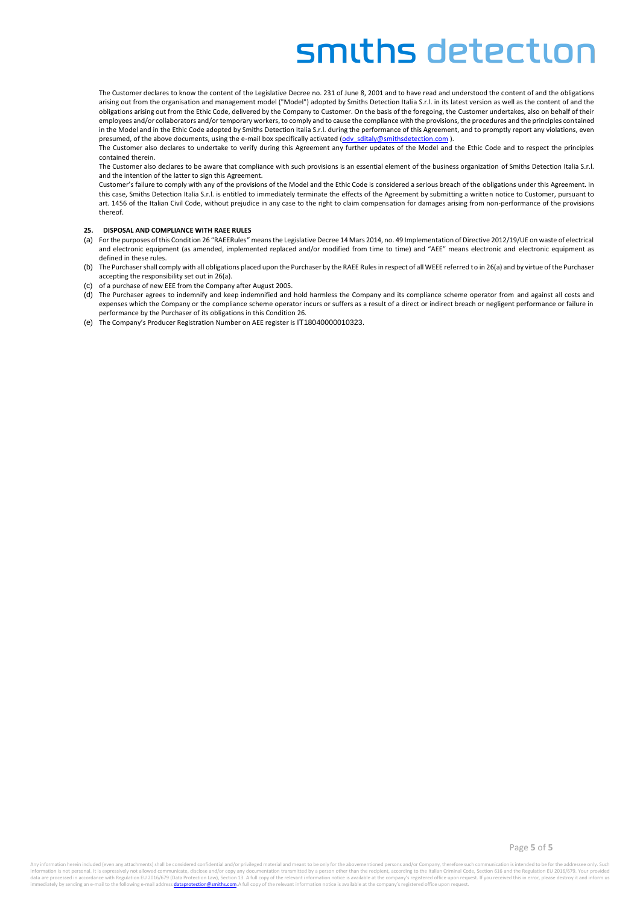The Customer declares to know the content of the Legislative Decree no. 231 of June 8, 2001 and to have read and understood the content of and the obligations arising out from the organisation and management model ("Model") adopted by Smiths Detection Italia S.r.l. in its latest version as well as the content of and the obligations arising out from the Ethic Code, delivered by the Company to Customer. On the basis of the foregoing, the Customer undertakes, also on behalf of their employees and/or collaborators and/or temporary workers, to comply and to cause the compliance with the provisions, the procedures and the principles contained in the Model and in the Ethic Code adopted by Smiths Detection Italia S.r.l. during the performance of this Agreement, and to promptly report any violations, even presumed, of the above documents, using the e-mail box specifically activated (odv_sditaly@smithsdetection.com ).

The Customer also declares to undertake to verify during this Agreement any further updates of the Model and the Ethic Code and to respect the principles contained therein.

The Customer also declares to be aware that compliance with such provisions is an essential element of the business organization of Smiths Detection Italia S.r.l. and the intention of the latter to sign this Agreement.

Customer's failure to comply with any of the provisions of the Model and the Ethic Code is considered a serious breach of the obligations under this Agreement. In this case, Smiths Detection Italia S.r.l. is entitled to immediately terminate the effects of the Agreement by submitting a written notice to Customer, pursuant to art. 1456 of the Italian Civil Code, without prejudice in any case to the right to claim compensation for damages arising from non-performance of the provisions thereof.

**25. DISPOSAL AND COMPLIANCE WITH RAEE RULES**

(a) For the purposes of this Condition 26 "RAEERules" means the Legislative Decree 14 Mars 2014, no. 49 Implementation of Directive 2012/19/UE on waste of electrical and electronic equipment (as amended, implemented replaced and/or modified from time to time) and "AEE" means electronic and electronic equipment as defined in these rules.

(b) The Purchaser shall comply with all obligations placed upon the Purchaser by the RAEE Rules in respect of all WEEE referred to in 26(a) and by virtue of the Purchaser accepting the responsibility set out in 26(a).

(c) of a purchase of new EEE from the Company after August 2005.

(d) The Purchaser agrees to indemnify and keep indemnified and hold harmless the Company and its compliance scheme operator from and against all costs and expenses which the Company or the compliance scheme operator incurs or suffers as a result of a direct or indirect breach or negligent performance or failure in performance by the Purchaser of its obligations in this Condition 26.

(e) The Company's Producer Registration Number on AEE register is IT18040000010323.

Any information herein included (even any attachments) shall be considered confidential and/or privileged material and meant to be only for the abovementioned persons and/or Company, therefore such communication is intended to be for the addressee only. Such information is not personal. It is expressively not allowed communicate, disclose and/or copy any documentation transmitted by a person other than the recipient, according to the Italian Criminal Code, Section 616 and the Regulation EU 2016/679. Your provided data are processed in accordance with Regulation EU 2016/679 (Data Protection Law), Section 13. A full copy of the relevant information notice is available at the company's registered office upon request. If you received this in error, please destroy it and inform us immediately by sending an e-mail to the following e-mail address **dataprotection@smiths.com**.A full copy of the relevant information notice is available at the company's registered office upon request.